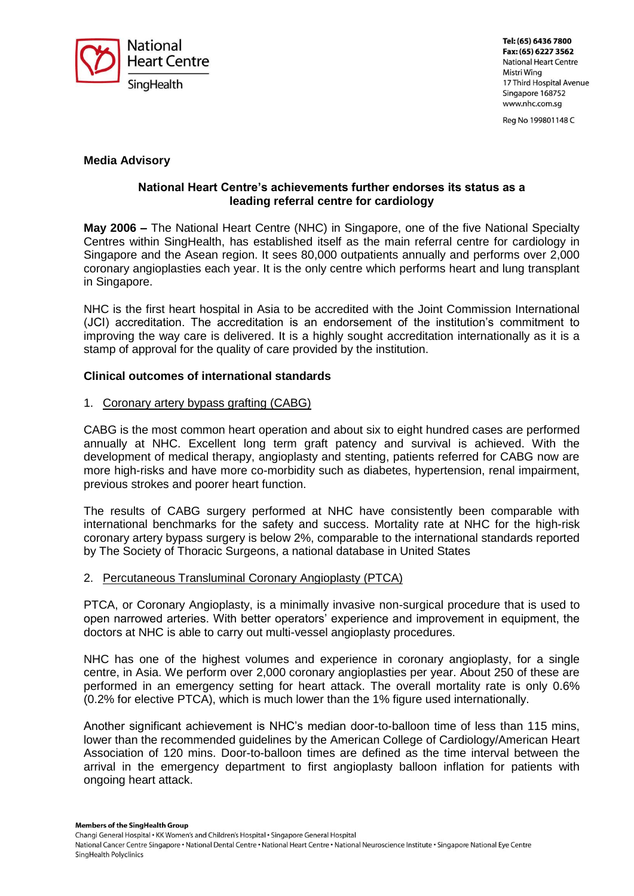National Heart Centre
SingHealth

Tel: (65) 6436 7800
Fax: (65) 6227 3562
National Heart Centre
Mistri Wing
17 Third Hospital Avenue
Singapore 168752
www.nhc.com.sg

Reg No 199801148 C

**Media Advisory**

**National Heart Centre's achievements further endorses its status as a leading referral centre for cardiology**

**May 2006 –** The National Heart Centre (NHC) in Singapore, one of the five National Specialty Centres within SingHealth, has established itself as the main referral centre for cardiology in Singapore and the Asean region. It sees 80,000 outpatients annually and performs over 2,000 coronary angioplasties each year. It is the only centre which performs heart and lung transplant in Singapore.

NHC is the first heart hospital in Asia to be accredited with the Joint Commission International (JCI) accreditation. The accreditation is an endorsement of the institution's commitment to improving the way care is delivered. It is a highly sought accreditation internationally as it is a stamp of approval for the quality of care provided by the institution.

**Clinical outcomes of international standards**

1. Coronary artery bypass grafting (CABG)

CABG is the most common heart operation and about six to eight hundred cases are performed annually at NHC. Excellent long term graft patency and survival is achieved. With the development of medical therapy, angioplasty and stenting, patients referred for CABG now are more high-risks and have more co-morbidity such as diabetes, hypertension, renal impairment, previous strokes and poorer heart function.

The results of CABG surgery performed at NHC have consistently been comparable with international benchmarks for the safety and success. Mortality rate at NHC for the high-risk coronary artery bypass surgery is below 2%, comparable to the international standards reported by The Society of Thoracic Surgeons, a national database in United States

2. Percutaneous Transluminal Coronary Angioplasty (PTCA)

PTCA, or Coronary Angioplasty, is a minimally invasive non-surgical procedure that is used to open narrowed arteries. With better operators' experience and improvement in equipment, the doctors at NHC is able to carry out multi-vessel angioplasty procedures.

NHC has one of the highest volumes and experience in coronary angioplasty, for a single centre, in Asia. We perform over 2,000 coronary angioplasties per year. About 250 of these are performed in an emergency setting for heart attack. The overall mortality rate is only 0.6% (0.2% for elective PTCA), which is much lower than the 1% figure used internationally.

Another significant achievement is NHC's median door-to-balloon time of less than 115 mins, lower than the recommended guidelines by the American College of Cardiology/American Heart Association of 120 mins. Door-to-balloon times are defined as the time interval between the arrival in the emergency department to first angioplasty balloon inflation for patients with ongoing heart attack.

**Members of the SingHealth Group**
Changi General Hospital • KK Women's and Children's Hospital • Singapore General Hospital
National Cancer Centre Singapore • National Dental Centre • National Heart Centre • National Neuroscience Institute • Singapore National Eye Centre
SingHealth Polyclinics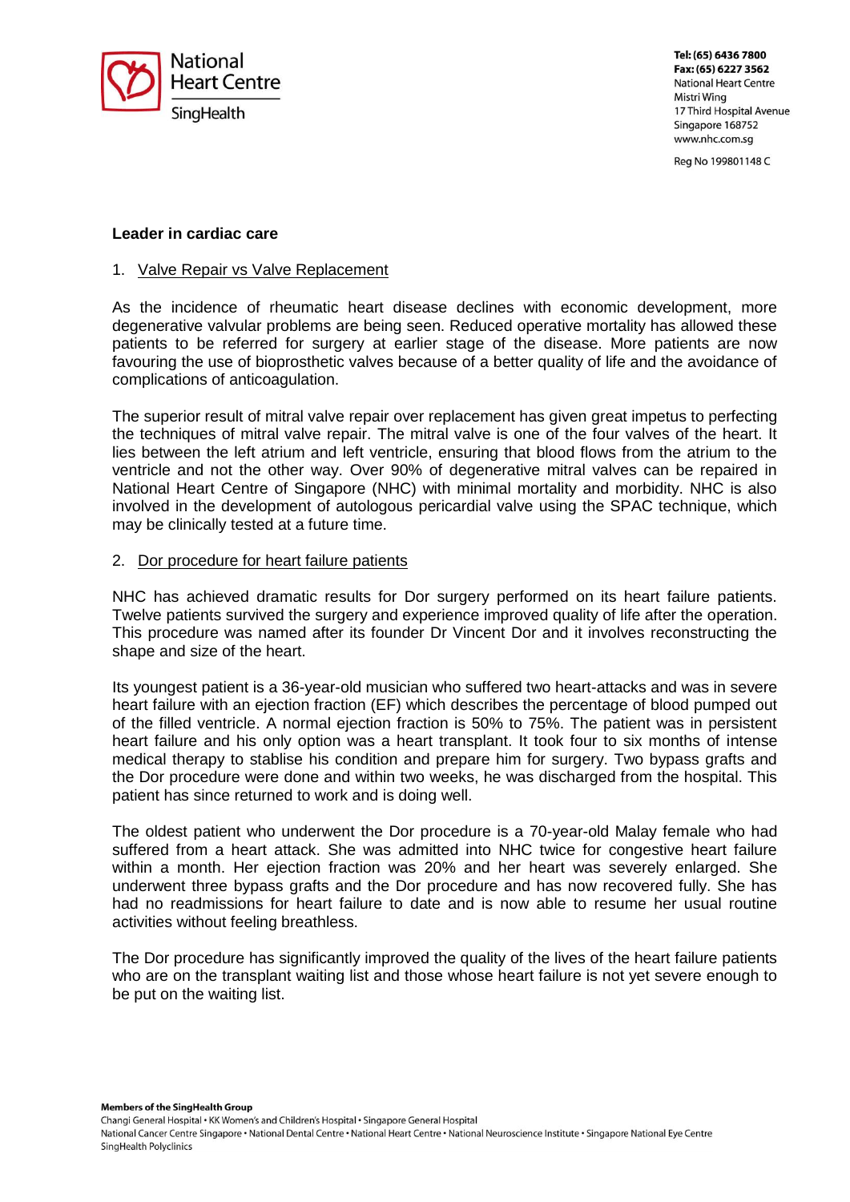**Leader in cardiac care**

1. <u>Valve Repair vs Valve Replacement</u>

As the incidence of rheumatic heart disease declines with economic development, more degenerative valvular problems are being seen. Reduced operative mortality has allowed these patients to be referred for surgery at earlier stage of the disease. More patients are now favouring the use of bioprosthetic valves because of a better quality of life and the avoidance of complications of anticoagulation.

The superior result of mitral valve repair over replacement has given great impetus to perfecting the techniques of mitral valve repair. The mitral valve is one of the four valves of the heart. It lies between the left atrium and left ventricle, ensuring that blood flows from the atrium to the ventricle and not the other way. Over 90% of degenerative mitral valves can be repaired in National Heart Centre of Singapore (NHC) with minimal mortality and morbidity. NHC is also involved in the development of autologous pericardial valve using the SPAC technique, which may be clinically tested at a future time.

2. <u>Dor procedure for heart failure patients</u>

NHC has achieved dramatic results for Dor surgery performed on its heart failure patients. Twelve patients survived the surgery and experience improved quality of life after the operation. This procedure was named after its founder Dr Vincent Dor and it involves reconstructing the shape and size of the heart.

Its youngest patient is a 36-year-old musician who suffered two heart-attacks and was in severe heart failure with an ejection fraction (EF) which describes the percentage of blood pumped out of the filled ventricle. A normal ejection fraction is 50% to 75%. The patient was in persistent heart failure and his only option was a heart transplant. It took four to six months of intense medical therapy to stablise his condition and prepare him for surgery. Two bypass grafts and the Dor procedure were done and within two weeks, he was discharged from the hospital. This patient has since returned to work and is doing well.

The oldest patient who underwent the Dor procedure is a 70-year-old Malay female who had suffered from a heart attack. She was admitted into NHC twice for congestive heart failure within a month. Her ejection fraction was 20% and her heart was severely enlarged. She underwent three bypass grafts and the Dor procedure and has now recovered fully. She has had no readmissions for heart failure to date and is now able to resume her usual routine activities without feeling breathless.

The Dor procedure has significantly improved the quality of the lives of the heart failure patients who are on the transplant waiting list and those whose heart failure is not yet severe enough to be put on the waiting list.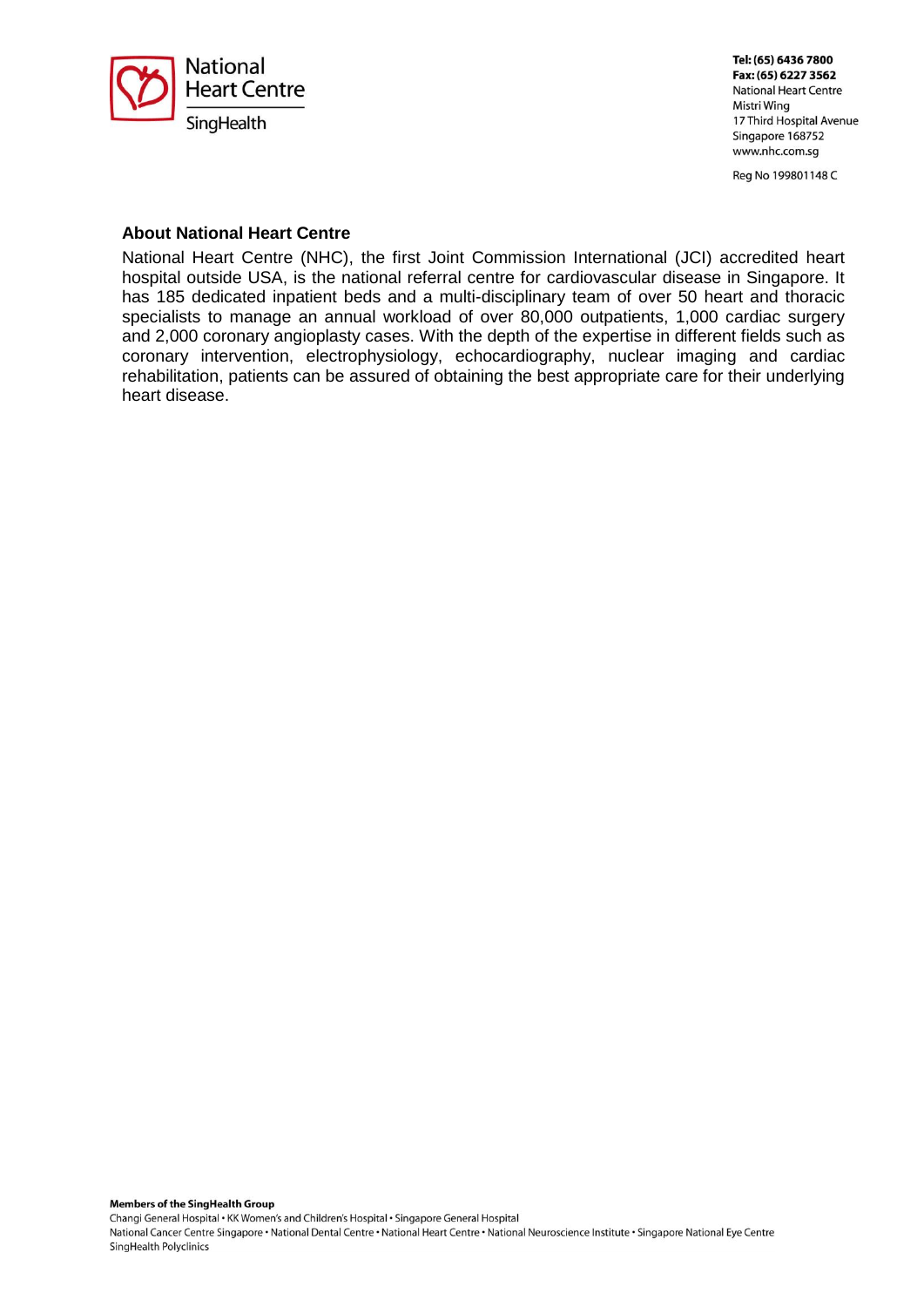National Heart Centre
SingHealth

**Tel: (65) 6436 7800**
**Fax: (65) 6227 3562**
National Heart Centre
Mistri Wing
17 Third Hospital Avenue
Singapore 168752
www.nhc.com.sg

Reg No 199801148 C

## About National Heart Centre

National Heart Centre (NHC), the first Joint Commission International (JCI) accredited heart hospital outside USA, is the national referral centre for cardiovascular disease in Singapore. It has 185 dedicated inpatient beds and a multi-disciplinary team of over 50 heart and thoracic specialists to manage an annual workload of over 80,000 outpatients, 1,000 cardiac surgery and 2,000 coronary angioplasty cases. With the depth of the expertise in different fields such as coronary intervention, electrophysiology, echocardiography, nuclear imaging and cardiac rehabilitation, patients can be assured of obtaining the best appropriate care for their underlying heart disease.

**Members of the SingHealth Group**
Changi General Hospital • KK Women's and Children's Hospital • Singapore General Hospital
National Cancer Centre Singapore • National Dental Centre • National Heart Centre • National Neuroscience Institute • Singapore National Eye Centre
SingHealth Polyclinics